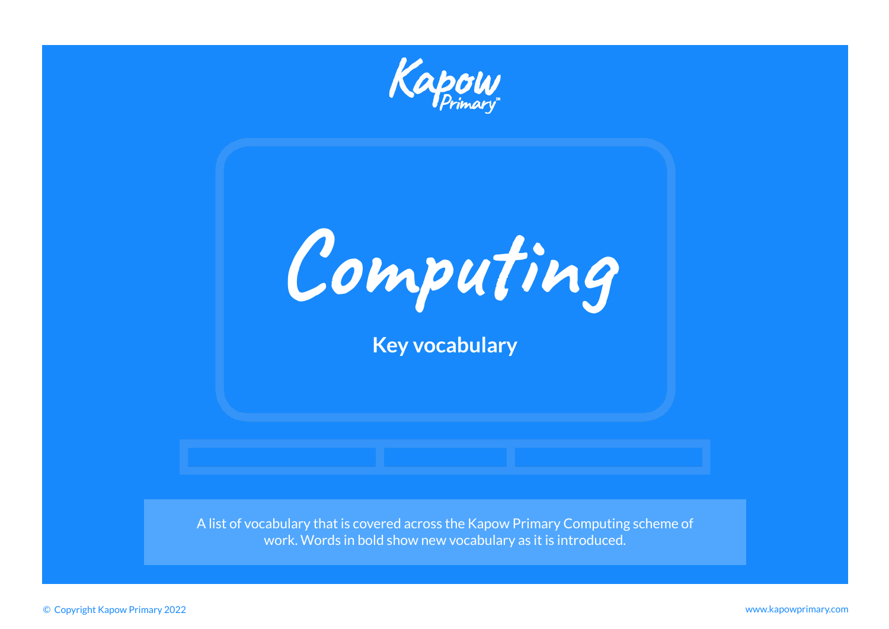Kapow Primary

# Computing

## Key vocabulary

A list of vocabulary that is covered across the Kapow Primary Computing scheme of work. Words in bold show new vocabulary as it is introduced.

© Copyright Kapow Primary 2022

www.kapowprimary.com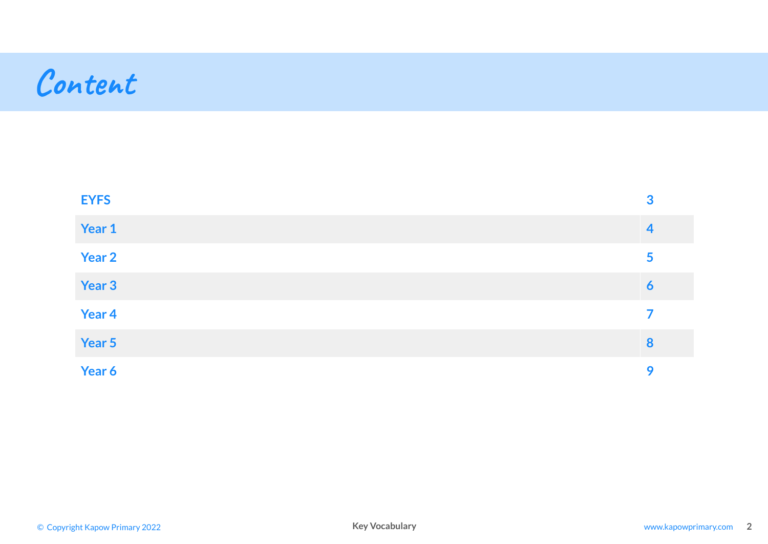# Content

| | |
|---|---|
| EYFS | 3 |
| Year 1 | 4 |
| Year 2 | 5 |
| Year 3 | 6 |
| Year 4 | 7 |
| Year 5 | 8 |
| Year 6 | 9 |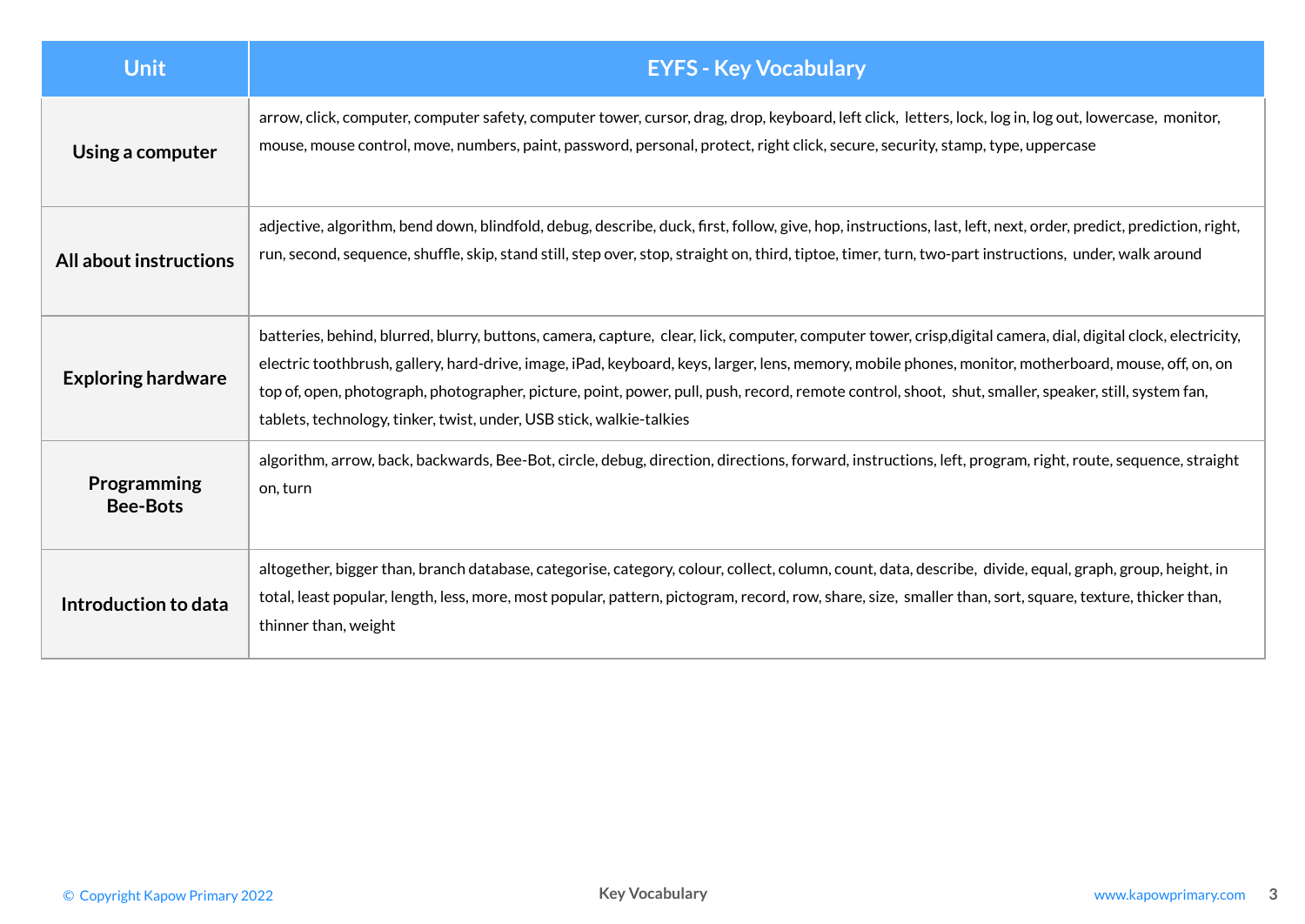| Unit | EYFS - Key Vocabulary |
|---|---|
| **Using a computer** | arrow, click, computer, computer safety, computer tower, cursor, drag, drop, keyboard, left click, letters, lock, log in, log out, lowercase, monitor, mouse, mouse control, move, numbers, paint, password, personal, protect, right click, secure, security, stamp, type, uppercase |
| **All about instructions** | adjective, algorithm, bend down, blindfold, debug, describe, duck, first, follow, give, hop, instructions, last, left, next, order, predict, prediction, right, run, second, sequence, shuffle, skip, stand still, step over, stop, straight on, third, tiptoe, timer, turn, two-part instructions, under, walk around |
| **Exploring hardware** | batteries, behind, blurred, blurry, buttons, camera, capture, clear, lick, computer, computer tower, crisp,digital camera, dial, digital clock, electricity, electric toothbrush, gallery, hard-drive, image, iPad, keyboard, keys, larger, lens, memory, mobile phones, monitor, motherboard, mouse, off, on, on top of, open, photograph, photographer, picture, point, power, pull, push, record, remote control, shoot, shut, smaller, speaker, still, system fan, tablets, technology, tinker, twist, under, USB stick, walkie-talkies |
| **Programming Bee-Bots** | algorithm, arrow, back, backwards, Bee-Bot, circle, debug, direction, directions, forward, instructions, left, program, right, route, sequence, straight on, turn |
| **Introduction to data** | altogether, bigger than, branch database, categorise, category, colour, collect, column, count, data, describe, divide, equal, graph, group, height, in total, least popular, length, less, more, most popular, pattern, pictogram, record, row, share, size, smaller than, sort, square, texture, thicker than, thinner than, weight |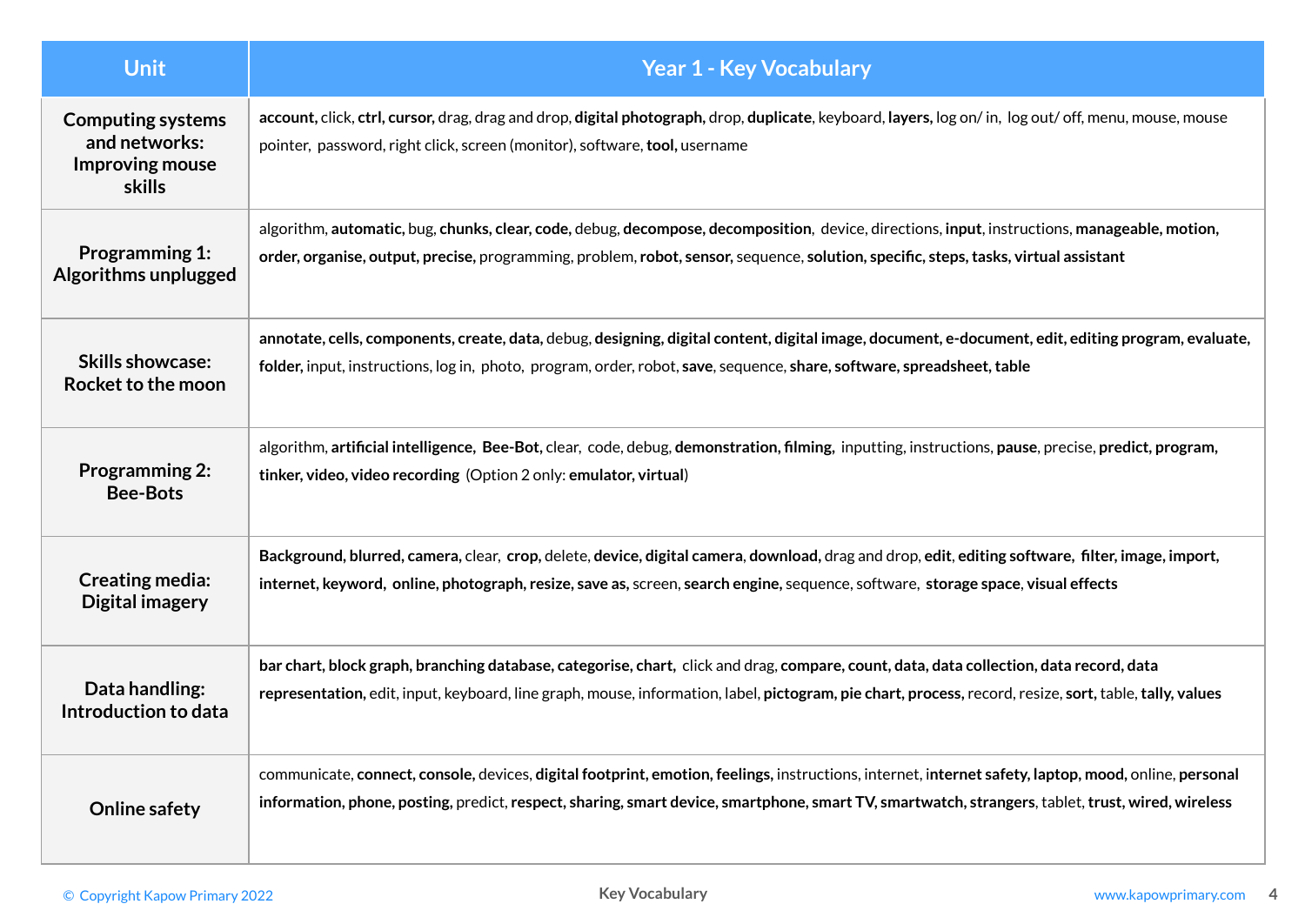| Unit | Year 1 - Key Vocabulary |
|---|---|
| Computing systems and networks: Improving mouse skills | **account,** click, **ctrl, cursor,** drag, drag and drop, **digital photograph,** drop, **duplicate**, keyboard, **layers,** log on/ in, log out/ off, menu, mouse, mouse pointer, password, right click, screen (monitor), software, **tool,** username |
| Programming 1: Algorithms unplugged | algorithm, **automatic,** bug, **chunks, clear, code,** debug, **decompose, decomposition**, device, directions, **input**, instructions, **manageable, motion, order, organise, output, precise,** programming, problem, **robot, sensor,** sequence, **solution, specific, steps, tasks, virtual assistant** |
| Skills showcase: Rocket to the moon | **annotate, cells, components, create, data,** debug, **designing, digital content, digital image, document, e-document, edit, editing program, evaluate, folder,** input, instructions, log in, photo, program, order, robot, **save**, sequence, **share, software, spreadsheet, table** |
| Programming 2: Bee-Bots | algorithm, **artificial intelligence, Bee-Bot,** clear, code, debug, **demonstration, filming,** inputting, instructions, **pause**, precise, **predict, program, tinker, video, video recording** (Option 2 only: **emulator, virtual**) |
| Creating media: Digital imagery | **Background, blurred, camera,** clear, **crop,** delete, **device, digital camera, download,** drag and drop, **edit**, **editing software, filter, image, import, internet, keyword, online, photograph, resize, save as,** screen, **search engine,** sequence, software, **storage space**, **visual effects** |
| Data handling: Introduction to data | **bar chart, block graph, branching database, categorise, chart,** click and drag, **compare, count, data, data collection, data record, data representation,** edit, input, keyboard, line graph, mouse, information, label, **pictogram, pie chart, process,** record, resize, **sort,** table, **tally, values** |
| Online safety | communicate, **connect, console,** devices, **digital footprint, emotion, feelings,** instructions, internet, **internet safety, laptop, mood,** online, **personal information, phone, posting,** predict, **respect, sharing, smart device, smartphone, smart TV, smartwatch, strangers**, tablet, **trust, wired, wireless** |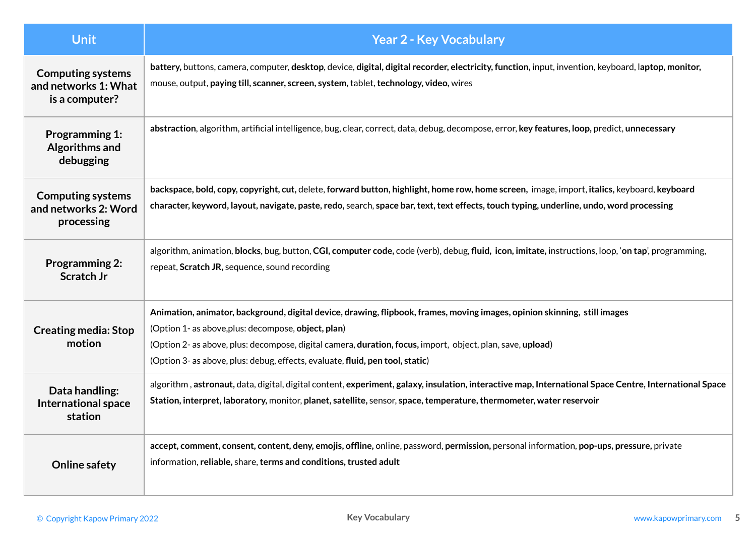| Unit | Year 2 - Key Vocabulary |
|---|---|
| **Computing systems and networks 1: What is a computer?** | **battery,** buttons, camera, computer, **desktop**, device, **digital, digital recorder, electricity, function,** input, invention, keyboard, l**aptop, monitor,** mouse, output, **paying till, scanner, screen, system,** tablet, **technology, video,** wires |
| **Programming 1: Algorithms and debugging** | **abstraction**, algorithm, artificial intelligence, bug, clear, correct, data, debug, decompose, error, **key features, loop,** predict, **unnecessary** |
| **Computing systems and networks 2: Word processing** | **backspace, bold, copy, copyright, cut,** delete, **forward button, highlight, home row, home screen,** image, import, **italics,** keyboard, **keyboard character, keyword, layout, navigate, paste, redo,** search, **space bar, text, text effects, touch typing, underline, undo, word processing** |
| **Programming 2: Scratch Jr** | algorithm, animation, **blocks**, bug, button, **CGI, computer code,** code (verb), debug, **fluid, icon, imitate,** instructions, loop, '**on tap**', programming, repeat, **Scratch JR,** sequence, sound recording |
| **Creating media: Stop motion** | **Animation, animator, background, digital device, drawing, flipbook, frames, moving images, opinion skinning, still images**<br>(Option 1- as above,plus: decompose, **object, plan**)<br>(Option 2- as above, plus: decompose, digital camera, **duration, focus,** import, object, plan, save, **upload**)<br>(Option 3- as above, plus: debug, effects, evaluate, **fluid, pen tool, static**) |
| **Data handling: International space station** | algorithm , **astronaut,** data, digital, digital content, **experiment, galaxy, insulation, interactive map, International Space Centre, International Space Station, interpret, laboratory,** monitor, **planet, satellite,** sensor, **space, temperature, thermometer, water reservoir** |
| **Online safety** | **accept, comment, consent, content, deny, emojis, offline,** online, password, **permission,** personal information, **pop-ups, pressure,** private information, **reliable,** share, **terms and conditions, trusted adult** |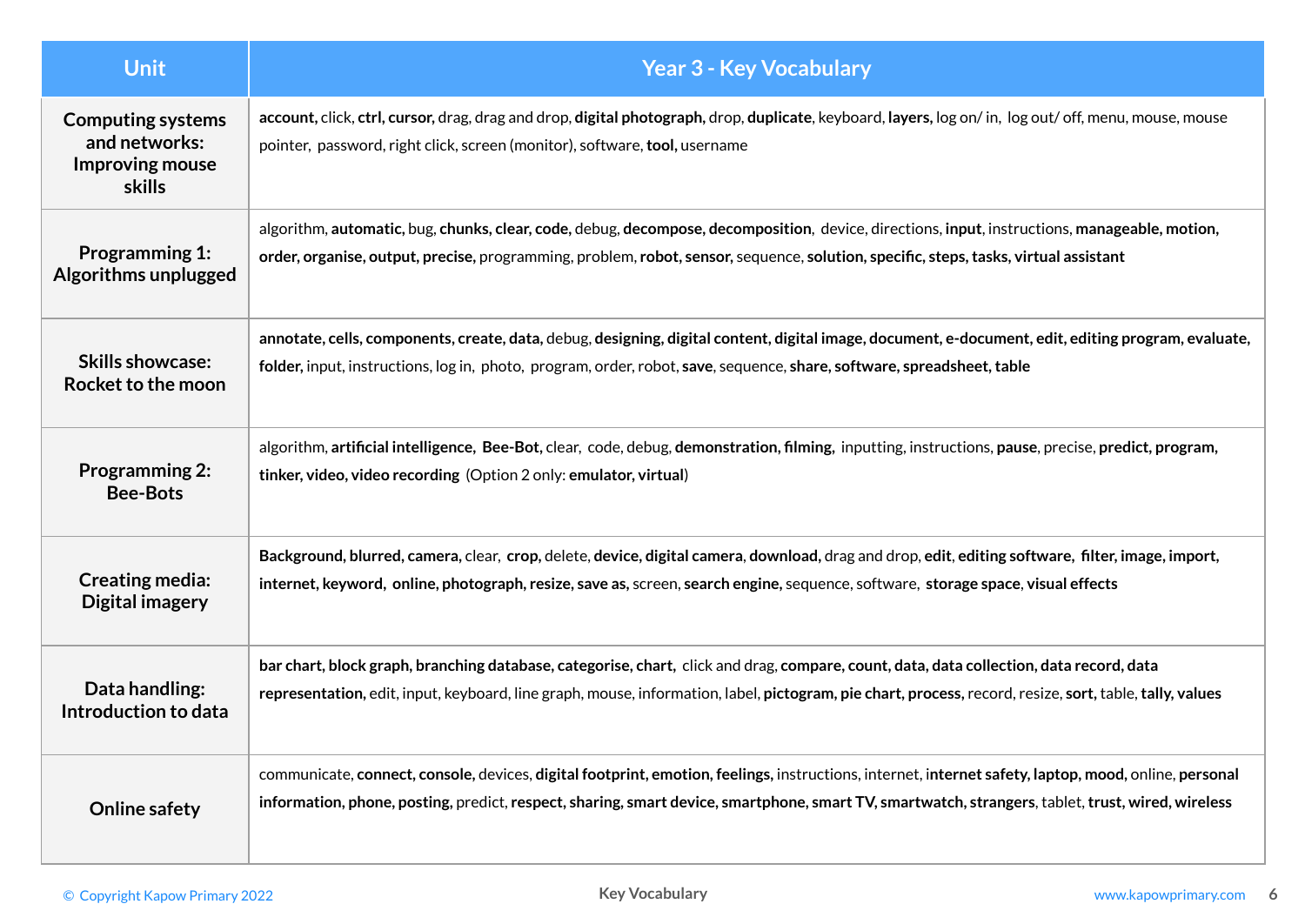| Unit | Year 3 - Key Vocabulary |
|---|---|
| Computing systems and networks: Improving mouse skills | **account,** click, **ctrl, cursor,** drag, drag and drop, **digital photograph,** drop, **duplicate**, keyboard, **layers,** log on/ in, log out/ off, menu, mouse, mouse pointer, password, right click, screen (monitor), software, **tool,** username |
| Programming 1: Algorithms unplugged | algorithm, **automatic,** bug, **chunks, clear, code,** debug, **decompose, decomposition**, device, directions, **input**, instructions, **manageable, motion, order, organise, output, precise,** programming, problem, **robot, sensor,** sequence, **solution, specific, steps, tasks, virtual assistant** |
| Skills showcase: Rocket to the moon | **annotate, cells, components, create, data,** debug, **designing, digital content, digital image, document, e-document, edit, editing program, evaluate, folder,** input, instructions, log in, photo, program, order, robot, **save**, sequence, **share, software, spreadsheet, table** |
| Programming 2: Bee-Bots | algorithm, **artificial intelligence, Bee-Bot,** clear, code, debug, **demonstration, filming,** inputting, instructions, **pause**, precise, **predict, program, tinker, video, video recording** (Option 2 only: **emulator, virtual**) |
| Creating media: Digital imagery | **Background, blurred, camera,** clear, **crop,** delete, **device, digital camera**, **download,** drag and drop, **edit**, **editing software, filter, image, import, internet, keyword, online, photograph, resize, save as,** screen, **search engine,** sequence, software, **storage space**, **visual effects** |
| Data handling: Introduction to data | **bar chart, block graph, branching database, categorise, chart,** click and drag, **compare, count, data, data collection, data record, data representation,** edit, input, keyboard, line graph, mouse, information, label, **pictogram, pie chart, process,** record, resize, **sort,** table, **tally, values** |
| Online safety | communicate, **connect, console,** devices, **digital footprint, emotion, feelings,** instructions, internet, **internet safety, laptop, mood,** online, **personal information, phone, posting,** predict, **respect, sharing, smart device, smartphone, smart TV, smartwatch, strangers**, tablet, **trust, wired, wireless** |

© Copyright Kapow Primary 2022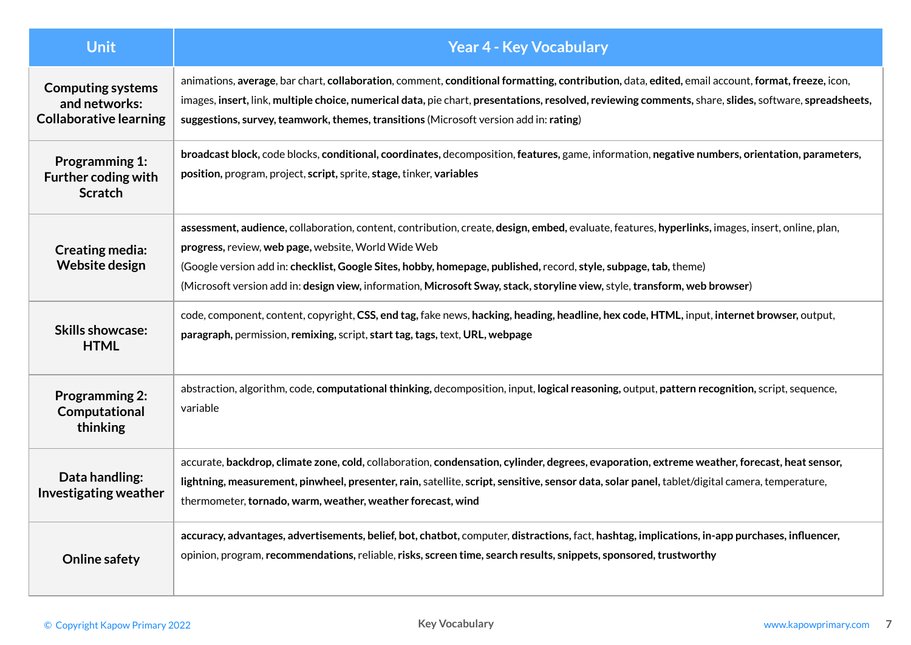| Unit | Year 4 - Key Vocabulary |
|---|---|
| **Computing systems and networks: Collaborative learning** | animations, **average**, bar chart, **collaboration**, comment, **conditional formatting, contribution,** data, **edited,** email account, **format, freeze,** icon, images, **insert,** link, **multiple choice, numerical data,** pie chart, **presentations, resolved, reviewing comments,** share, **slides,** software, **spreadsheets, suggestions, survey, teamwork, themes, transitions** (Microsoft version add in: **rating**) |
| **Programming 1: Further coding with Scratch** | **broadcast block,** code blocks, **conditional, coordinates,** decomposition, **features,** game, information, **negative numbers, orientation, parameters, position,** program, project, **script,** sprite, **stage,** tinker, **variables** |
| **Creating media: Website design** | **assessment, audience,** collaboration, content, contribution, create, **design, embed,** evaluate, features, **hyperlinks,** images, insert, online, plan, **progress,** review, **web page,** website, World Wide Web<br>(Google version add in: **checklist, Google Sites, hobby, homepage, published,** record, **style, subpage, tab,** theme)<br>(Microsoft version add in: **design view,** information, **Microsoft Sway, stack, storyline view,** style, **transform, web browser**) |
| **Skills showcase: HTML** | code, component, content, copyright, **CSS, end tag,** fake news, **hacking, heading, headline, hex code, HTML,** input, **internet browser,** output, **paragraph,** permission, **remixing,** script, **start tag, tags,** text, **URL, webpage** |
| **Programming 2: Computational thinking** | abstraction, algorithm, code, **computational thinking,** decomposition, input, **logical reasoning,** output, **pattern recognition,** script, sequence, variable |
| **Data handling: Investigating weather** | accurate, **backdrop, climate zone, cold,** collaboration, **condensation, cylinder, degrees, evaporation, extreme weather, forecast, heat sensor, lightning, measurement, pinwheel, presenter, rain,** satellite, **script, sensitive, sensor data, solar panel,** tablet/digital camera, temperature, thermometer, **tornado, warm, weather, weather forecast, wind** |
| **Online safety** | **accuracy, advantages, advertisements, belief, bot, chatbot,** computer, **distractions,** fact, **hashtag, implications, in-app purchases, influencer,** opinion, program, **recommendations,** reliable, **risks, screen time, search results, snippets, sponsored, trustworthy** |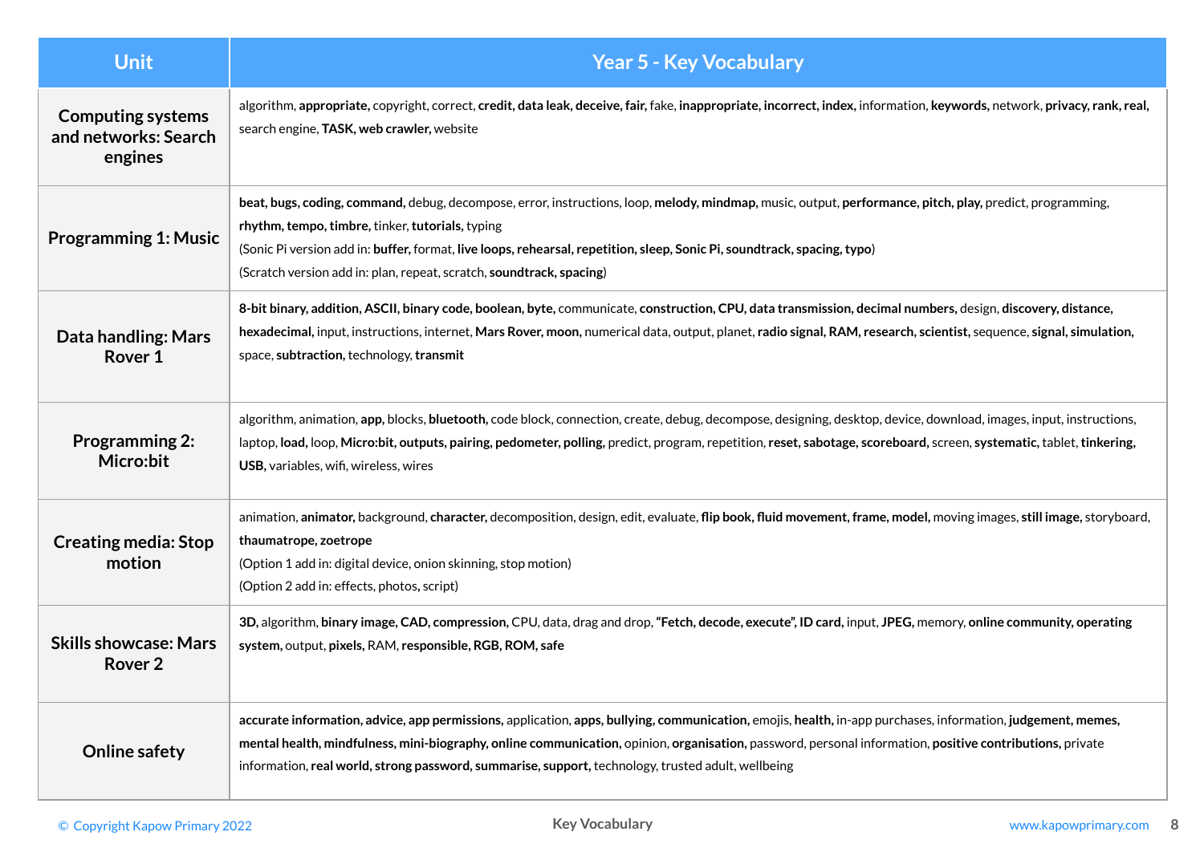| Unit | Year 5 - Key Vocabulary |
|---|---|
| **Computing systems and networks: Search engines** | algorithm, **appropriate,** copyright, correct, **credit, data leak, deceive, fair,** fake, **inappropriate, incorrect, index,** information, **keywords,** network, **privacy, rank, real,** search engine, **TASK, web crawler,** website |
| **Programming 1: Music** | **beat, bugs, coding, command,** debug, decompose, error, instructions, loop, **melody, mindmap,** music, output, **performance, pitch, play,** predict, programming, **rhythm, tempo, timbre,** tinker, **tutorials,** typing<br>(Sonic Pi version add in: **buffer,** format, **live loops, rehearsal, repetition, sleep, Sonic Pi, soundtrack, spacing, typo**)<br>(Scratch version add in: plan, repeat, scratch, **soundtrack, spacing**) |
| **Data handling: Mars Rover 1** | **8-bit binary, addition, ASCII, binary code, boolean, byte,** communicate, **construction, CPU, data transmission, decimal numbers,** design, **discovery, distance, hexadecimal,** input, instructions, internet, **Mars Rover, moon,** numerical data, output, planet, **radio signal, RAM, research, scientist,** sequence, **signal, simulation,** space, **subtraction,** technology, **transmit** |
| **Programming 2: Micro:bit** | algorithm, animation, **app,** blocks, **bluetooth,** code block, connection, create, debug, decompose, designing, desktop, device, download, images, input, instructions, laptop, **load,** loop, **Micro:bit, outputs, pairing, pedometer, polling,** predict, program, repetition, **reset, sabotage, scoreboard,** screen, **systematic,** tablet, **tinkering, USB,** variables, wifi, wireless, wires |
| **Creating media: Stop motion** | animation, **animator,** background, **character,** decomposition, design, edit, evaluate, **flip book, fluid movement, frame, model,** moving images, **still image,** storyboard, **thaumatrope, zoetrope**<br>(Option 1 add in: digital device, onion skinning, stop motion)<br>(Option 2 add in: effects, photos, script) |
| **Skills showcase: Mars Rover 2** | **3D,** algorithm, **binary image, CAD, compression,** CPU, data, drag and drop, **"Fetch, decode, execute", ID card,** input, **JPEG,** memory, **online community, operating system,** output, **pixels,** RAM, **responsible, RGB, ROM, safe** |
| **Online safety** | **accurate information, advice, app permissions,** application, **apps, bullying, communication,** emojis, **health,** in-app purchases, information, **judgement, memes, mental health, mindfulness, mini-biography, online communication,** opinion, **organisation,** password, personal information, **positive contributions,** private information, **real world, strong password, summarise, support,** technology, trusted adult, wellbeing |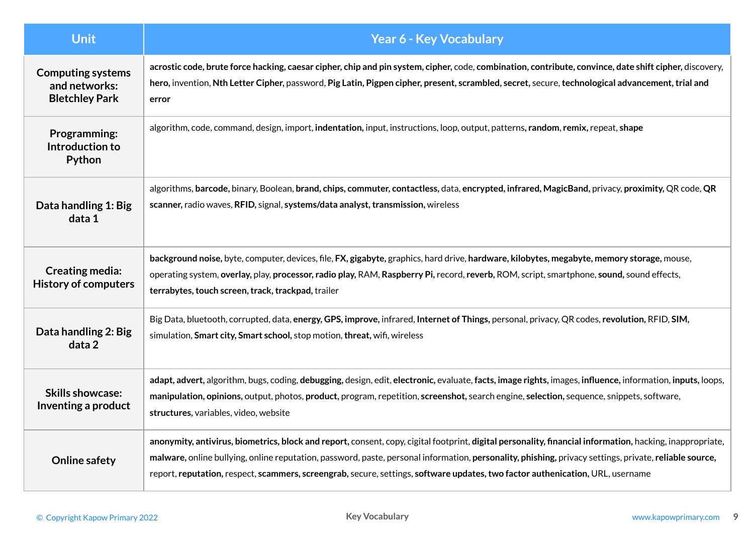| Unit | Year 6 - Key Vocabulary |
|---|---|
| **Computing systems and networks: Bletchley Park** | **acrostic code, brute force hacking, caesar cipher, chip and pin system, cipher,** code, **combination, contribute, convince, date shift cipher,** discovery, **hero,** invention, **Nth Letter Cipher,** password, **Pig Latin, Pigpen cipher, present, scrambled, secret,** secure, **technological advancement, trial and error** |
| **Programming: Introduction to Python** | algorithm, code, command, design, import, **indentation,** input, instructions, loop, output, patterns**, random**, **remix,** repeat, **shape** |
| **Data handling 1: Big data 1** | algorithms, **barcode,** binary, Boolean, **brand, chips, commuter, contactless,** data, **encrypted, infrared, MagicBand,** privacy, **proximity,** QR code, **QR scanner,** radio waves, **RFID,** signal, **systems/data analyst, transmission,** wireless |
| **Creating media: History of computers** | **background noise,** byte, computer, devices, file, **FX, gigabyte,** graphics, hard drive, **hardware, kilobytes, megabyte, memory storage,** mouse, operating system, **overlay,** play, **processor, radio play,** RAM, **Raspberry Pi,** record, **reverb,** ROM, script, smartphone, **sound,** sound effects, **terrabytes, touch screen, track, trackpad,** trailer |
| **Data handling 2: Big data 2** | Big Data, bluetooth, corrupted, data, **energy, GPS, improve,** infrared, **Internet of Things,** personal, privacy, QR codes, **revolution,** RFID, **SIM,** simulation, **Smart city, Smart school,** stop motion, **threat,** wifi, wireless |
| **Skills showcase: Inventing a product** | **adapt, advert,** algorithm, bugs, coding, **debugging,** design, edit, **electronic,** evaluate, **facts, image rights,** images, **influence,** information, **inputs,** loops, **manipulation, opinions,** output, photos, **product,** program, repetition, **screenshot,** search engine, **selection,** sequence, snippets, software, **structures,** variables, video, website |
| **Online safety** | **anonymity, antivirus, biometrics, block and report,** consent, copy, cigital footprint, **digital personality, financial information,** hacking, inappropriate, **malware,** online bullying, online reputation, password, paste, personal information, **personality, phishing,** privacy settings, private, **reliable source,** report, **reputation,** respect, **scammers, screengrab,** secure, settings, **software updates, two factor authenication,** URL, username |

© Copyright Kapow Primary 2022 | Key Vocabulary | www.kapowprimary.com